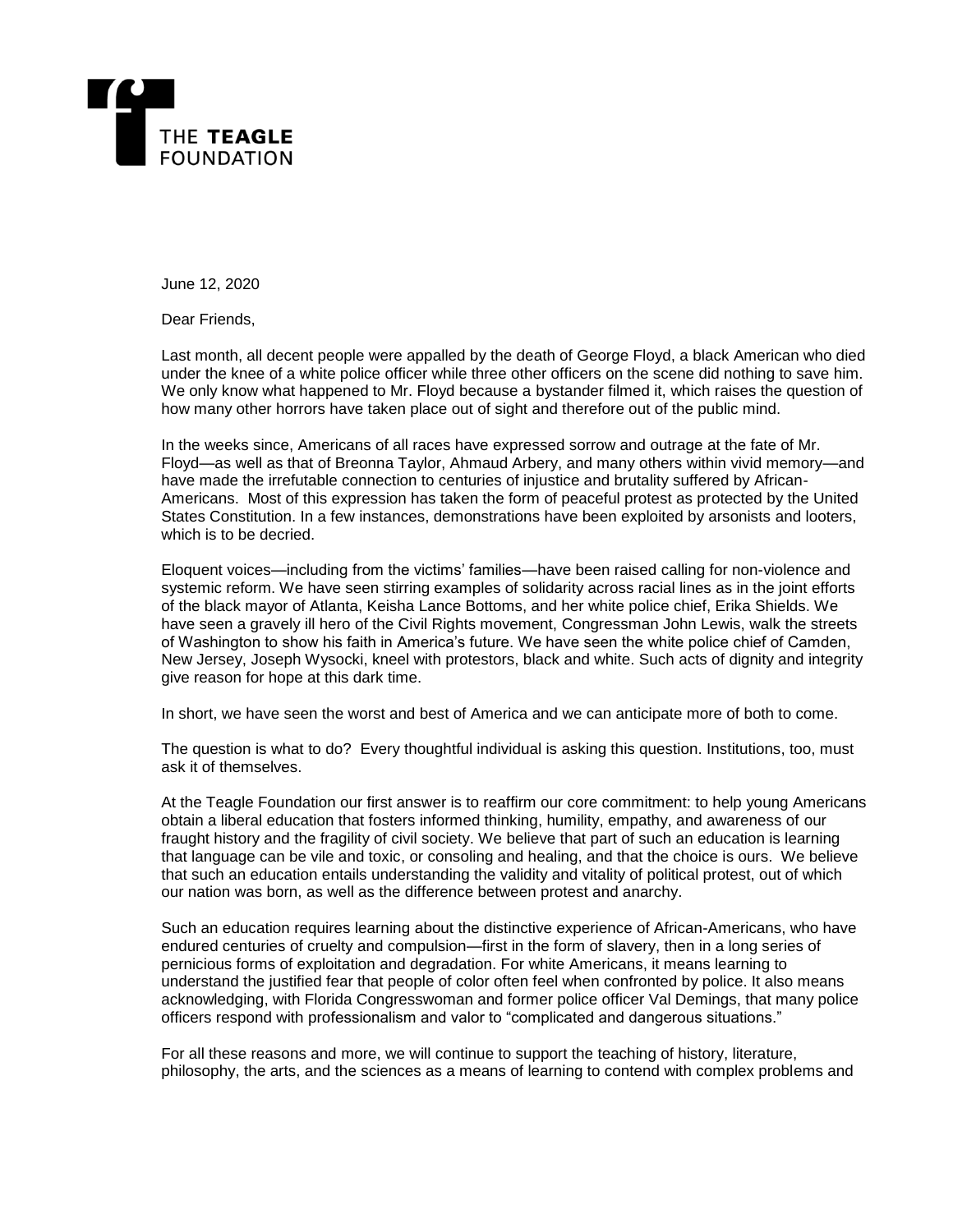THE **TEAGLE** FOUNDATION

June 12, 2020

Dear Friends,

Last month, all decent people were appalled by the death of George Floyd, a black American who died under the knee of a white police officer while three other officers on the scene did nothing to save him. We only know what happened to Mr. Floyd because a bystander filmed it, which raises the question of how many other horrors have taken place out of sight and therefore out of the public mind.

In the weeks since, Americans of all races have expressed sorrow and outrage at the fate of Mr. Floyd—as well as that of Breonna Taylor, Ahmaud Arbery, and many others within vivid memory—and have made the irrefutable connection to centuries of injustice and brutality suffered by African-Americans. Most of this expression has taken the form of peaceful protest as protected by the United States Constitution. In a few instances, demonstrations have been exploited by arsonists and looters, which is to be decried.

Eloquent voices—including from the victims' families—have been raised calling for non-violence and systemic reform. We have seen stirring examples of solidarity across racial lines as in the joint efforts of the black mayor of Atlanta, Keisha Lance Bottoms, and her white police chief, Erika Shields. We have seen a gravely ill hero of the Civil Rights movement, Congressman John Lewis, walk the streets of Washington to show his faith in America's future. We have seen the white police chief of Camden, New Jersey, Joseph Wysocki, kneel with protestors, black and white. Such acts of dignity and integrity give reason for hope at this dark time.

In short, we have seen the worst and best of America and we can anticipate more of both to come.

The question is what to do? Every thoughtful individual is asking this question. Institutions, too, must ask it of themselves.

At the Teagle Foundation our first answer is to reaffirm our core commitment: to help young Americans obtain a liberal education that fosters informed thinking, humility, empathy, and awareness of our fraught history and the fragility of civil society. We believe that part of such an education is learning that language can be vile and toxic, or consoling and healing, and that the choice is ours. We believe that such an education entails understanding the validity and vitality of political protest, out of which our nation was born, as well as the difference between protest and anarchy.

Such an education requires learning about the distinctive experience of African-Americans, who have endured centuries of cruelty and compulsion—first in the form of slavery, then in a long series of pernicious forms of exploitation and degradation. For white Americans, it means learning to understand the justified fear that people of color often feel when confronted by police. It also means acknowledging, with Florida Congresswoman and former police officer Val Demings, that many police officers respond with professionalism and valor to "complicated and dangerous situations."

For all these reasons and more, we will continue to support the teaching of history, literature, philosophy, the arts, and the sciences as a means of learning to contend with complex problems and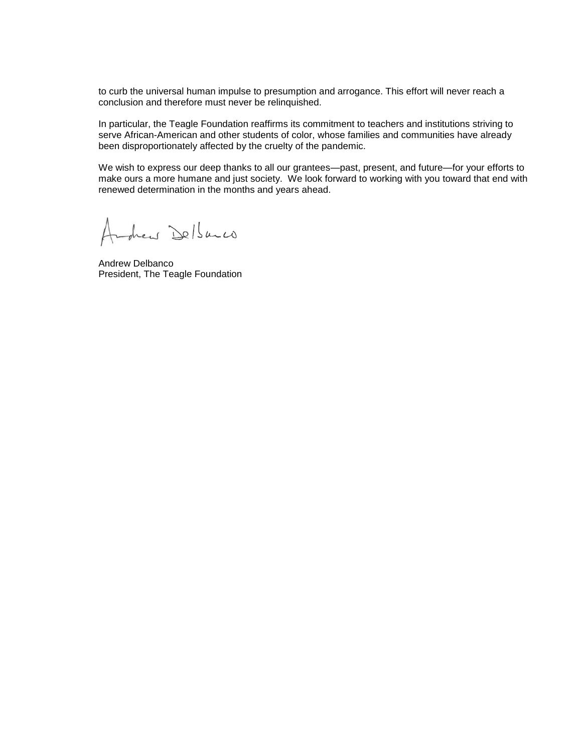to curb the universal human impulse to presumption and arrogance. This effort will never reach a conclusion and therefore must never be relinquished.

In particular, the Teagle Foundation reaffirms its commitment to teachers and institutions striving to serve African-American and other students of color, whose families and communities have already been disproportionately affected by the cruelty of the pandemic.

We wish to express our deep thanks to all our grantees—past, present, and future—for your efforts to make ours a more humane and just society. We look forward to working with you toward that end with renewed determination in the months and years ahead.

Andrew Delbanco
President, The Teagle Foundation